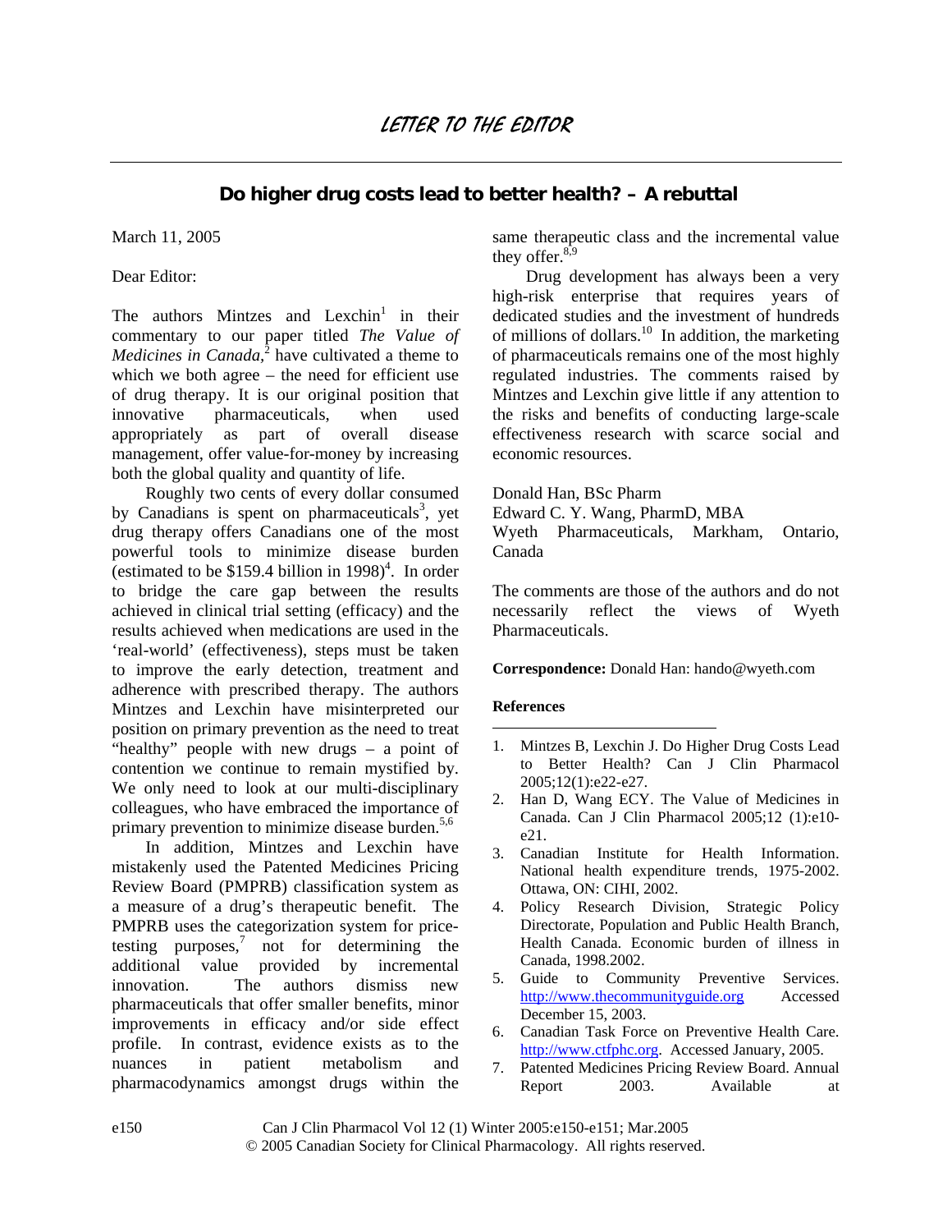# LETTER TO THE EDITOR

## Do higher drug costs lead to better health? – A rebuttal

March 11, 2005

Dear Editor:

The authors Mintzes and Lexchin[1] in their commentary to our paper titled *The Value of Medicines in Canada*,[2] have cultivated a theme to which we both agree – the need for efficient use of drug therapy. It is our original position that innovative pharmaceuticals, when used appropriately as part of overall disease management, offer value-for-money by increasing both the global quality and quantity of life.

Roughly two cents of every dollar consumed by Canadians is spent on pharmaceuticals[3], yet drug therapy offers Canadians one of the most powerful tools to minimize disease burden (estimated to be $159.4 billion in 1998)[4]. In order to bridge the care gap between the results achieved in clinical trial setting (efficacy) and the results achieved when medications are used in the 'real-world' (effectiveness), steps must be taken to improve the early detection, treatment and adherence with prescribed therapy. The authors Mintzes and Lexchin have misinterpreted our position on primary prevention as the need to treat "healthy" people with new drugs – a point of contention we continue to remain mystified by. We only need to look at our multi-disciplinary colleagues, who have embraced the importance of primary prevention to minimize disease burden.[5,6]

In addition, Mintzes and Lexchin have mistakenly used the Patented Medicines Pricing Review Board (PMPRB) classification system as a measure of a drug's therapeutic benefit. The PMPRB uses the categorization system for price-testing purposes,[7] not for determining the additional value provided by incremental innovation. The authors dismiss new pharmaceuticals that offer smaller benefits, minor improvements in efficacy and/or side effect profile. In contrast, evidence exists as to the nuances in patient metabolism and pharmacodynamics amongst drugs within the same therapeutic class and the incremental value they offer.[8,9]

Drug development has always been a very high-risk enterprise that requires years of dedicated studies and the investment of hundreds of millions of dollars.[10] In addition, the marketing of pharmaceuticals remains one of the most highly regulated industries. The comments raised by Mintzes and Lexchin give little if any attention to the risks and benefits of conducting large-scale effectiveness research with scarce social and economic resources.

Donald Han, BSc Pharm
Edward C. Y. Wang, PharmD, MBA
Wyeth Pharmaceuticals, Markham, Ontario, Canada

The comments are those of the authors and do not necessarily reflect the views of Wyeth Pharmaceuticals.

**Correspondence:** Donald Han: hando@wyeth.com

**References**

1. Mintzes B, Lexchin J. Do Higher Drug Costs Lead to Better Health? Can J Clin Pharmacol 2005;12(1):e22-e27.
2. Han D, Wang ECY. The Value of Medicines in Canada. Can J Clin Pharmacol 2005;12 (1):e10-e21.
3. Canadian Institute for Health Information. National health expenditure trends, 1975-2002. Ottawa, ON: CIHI, 2002.
4. Policy Research Division, Strategic Policy Directorate, Population and Public Health Branch, Health Canada. Economic burden of illness in Canada, 1998.2002.
5. Guide to Community Preventive Services. http://www.thecommunityguide.org Accessed December 15, 2003.
6. Canadian Task Force on Preventive Health Care. http://www.ctfphc.org. Accessed January, 2005.
7. Patented Medicines Pricing Review Board. Annual Report 2003. Available at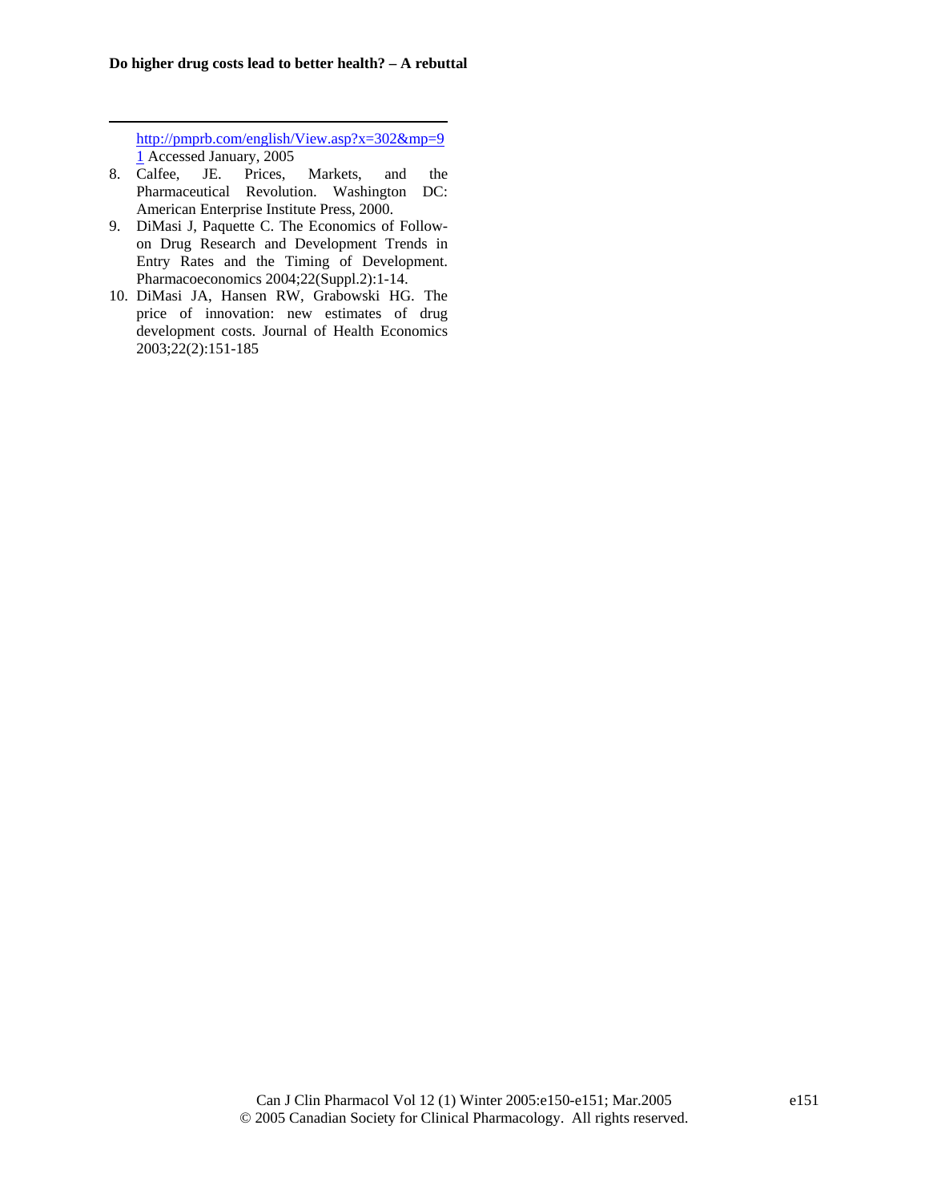http://pmprb.com/english/View.asp?x=302&mp=91 Accessed January, 2005

8. Calfee, JE. Prices, Markets, and the Pharmaceutical Revolution. Washington DC: American Enterprise Institute Press, 2000.
9. DiMasi J, Paquette C. The Economics of Follow-on Drug Research and Development Trends in Entry Rates and the Timing of Development. Pharmacoeconomics 2004;22(Suppl.2):1-14.
10. DiMasi JA, Hansen RW, Grabowski HG. The price of innovation: new estimates of drug development costs. Journal of Health Economics 2003;22(2):151-185